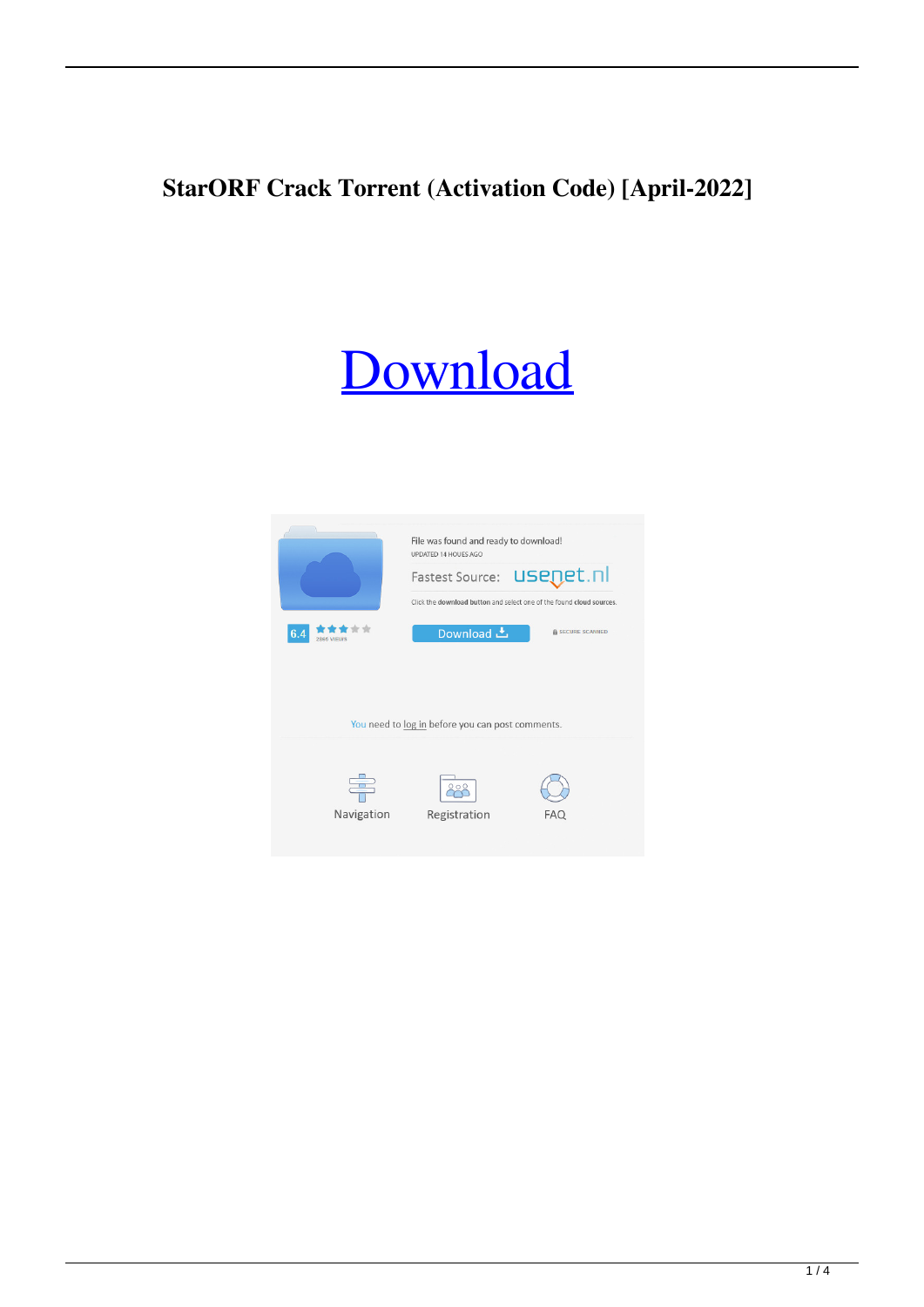# StarORF Crack Torrent (Activation Code) [April-2022]

Download

File was found and ready to download!

UPDATED 14 HOURS AGO

Fastest Source: usenet.nl

Click the download button and select one of the found cloud sources.

6.4

2866 VIEWS

Download

SECURE SCANNED

You need to log in before you can post comments.

Navigation

Registration

FAQ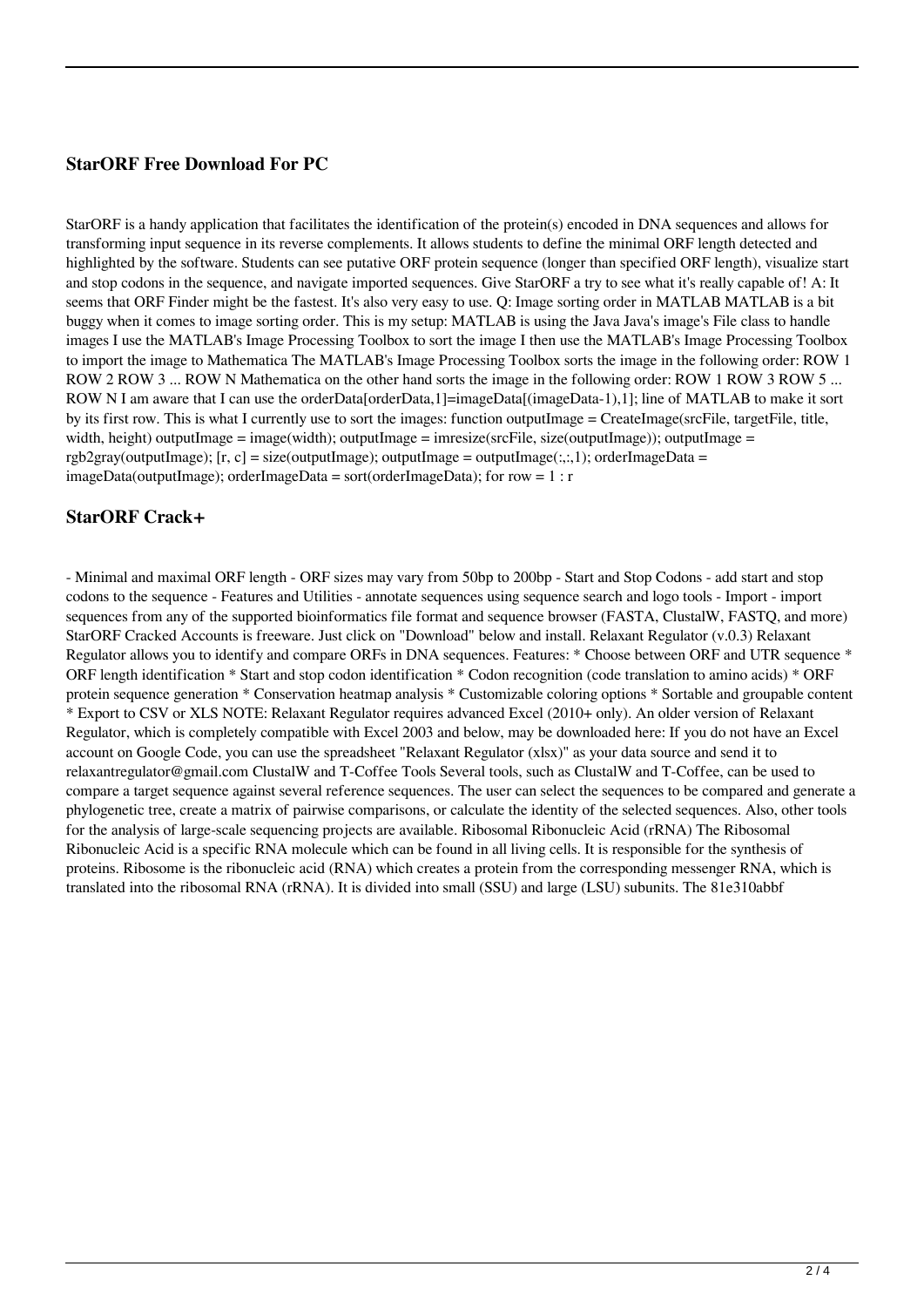## StarORF Free Download For PC

StarORF is a handy application that facilitates the identification of the protein(s) encoded in DNA sequences and allows for transforming input sequence in its reverse complements. It allows students to define the minimal ORF length detected and highlighted by the software. Students can see putative ORF protein sequence (longer than specified ORF length), visualize start and stop codons in the sequence, and navigate imported sequences. Give StarORF a try to see what it's really capable of! A: It seems that ORF Finder might be the fastest. It's also very easy to use. Q: Image sorting order in MATLAB MATLAB is a bit buggy when it comes to image sorting order. This is my setup: MATLAB is using the Java Java's image's File class to handle images I use the MATLAB's Image Processing Toolbox to sort the image I then use the MATLAB's Image Processing Toolbox to import the image to Mathematica The MATLAB's Image Processing Toolbox sorts the image in the following order: ROW 1 ROW 2 ROW 3 ... ROW N Mathematica on the other hand sorts the image in the following order: ROW 1 ROW 3 ROW 5 ... ROW N I am aware that I can use the orderData[orderData,1]=imageData[(imageData-1),1]; line of MATLAB to make it sort by its first row. This is what I currently use to sort the images: function outputImage = CreateImage(srcFile, targetFile, title, width, height) outputImage = image(width); outputImage = imresize(srcFile, size(outputImage)); outputImage = rgb2gray(outputImage); [r, c] = size(outputImage); outputImage = outputImage(:,:,1); orderImageData = imageData(outputImage); orderImageData = sort(orderImageData); for row = 1 : r

## StarORF Crack+

- Minimal and maximal ORF length - ORF sizes may vary from 50bp to 200bp - Start and Stop Codons - add start and stop codons to the sequence - Features and Utilities - annotate sequences using sequence search and logo tools - Import - import sequences from any of the supported bioinformatics file format and sequence browser (FASTA, ClustalW, FASTQ, and more) StarORF Cracked Accounts is freeware. Just click on "Download" below and install. Relaxant Regulator (v.0.3) Relaxant Regulator allows you to identify and compare ORFs in DNA sequences. Features: * Choose between ORF and UTR sequence * ORF length identification * Start and stop codon identification * Codon recognition (code translation to amino acids) * ORF protein sequence generation * Conservation heatmap analysis * Customizable coloring options * Sortable and groupable content * Export to CSV or XLS NOTE: Relaxant Regulator requires advanced Excel (2010+ only). An older version of Relaxant Regulator, which is completely compatible with Excel 2003 and below, may be downloaded here: If you do not have an Excel account on Google Code, you can use the spreadsheet "Relaxant Regulator (xlsx)" as your data source and send it to relaxantregulator@gmail.com ClustalW and T-Coffee Tools Several tools, such as ClustalW and T-Coffee, can be used to compare a target sequence against several reference sequences. The user can select the sequences to be compared and generate a phylogenetic tree, create a matrix of pairwise comparisons, or calculate the identity of the selected sequences. Also, other tools for the analysis of large-scale sequencing projects are available. Ribosomal Ribonucleic Acid (rRNA) The Ribosomal Ribonucleic Acid is a specific RNA molecule which can be found in all living cells. It is responsible for the synthesis of proteins. Ribosome is the ribonucleic acid (RNA) which creates a protein from the corresponding messenger RNA, which is translated into the ribosomal RNA (rRNA). It is divided into small (SSU) and large (LSU) subunits. The 81e310abbf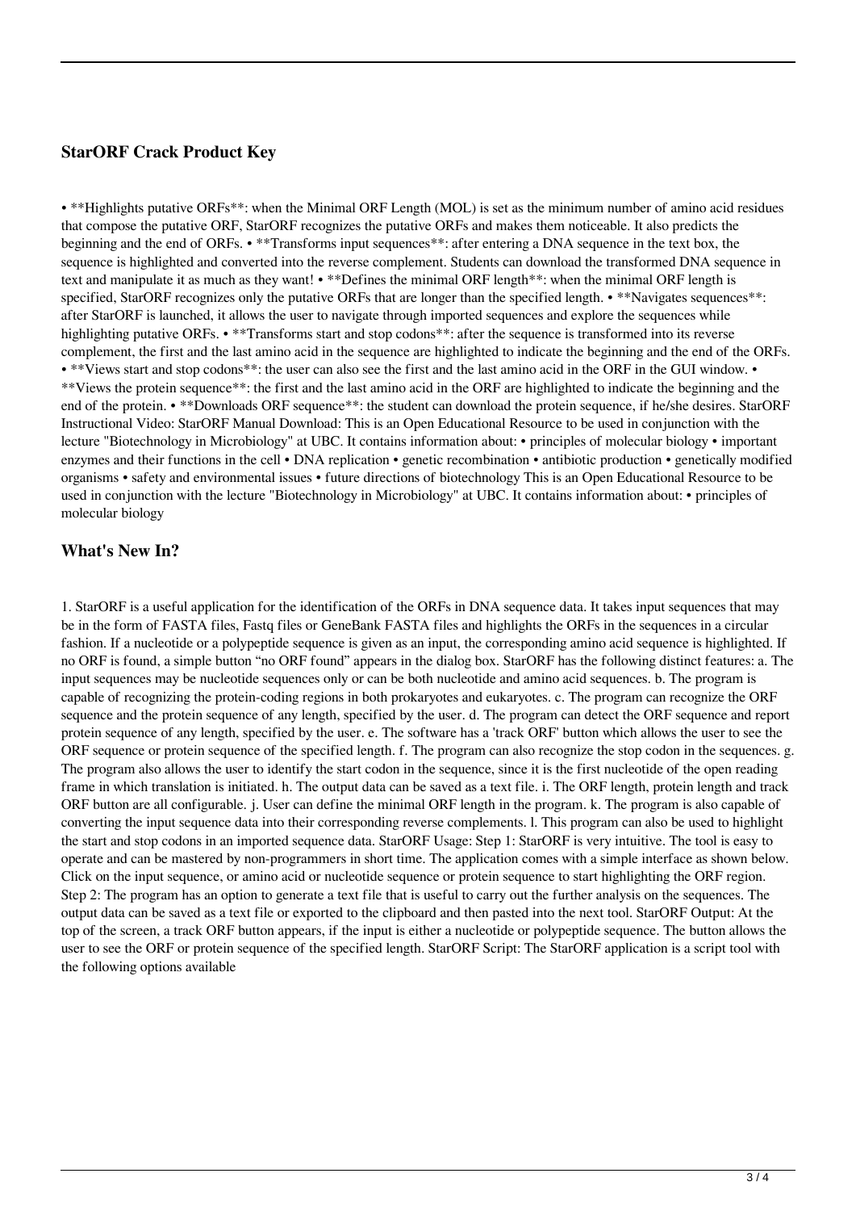### StarORF Crack Product Key

• **Highlights putative ORFs**: when the Minimal ORF Length (MOL) is set as the minimum number of amino acid residues that compose the putative ORF, StarORF recognizes the putative ORFs and makes them noticeable. It also predicts the beginning and the end of ORFs. • **Transforms input sequences**: after entering a DNA sequence in the text box, the sequence is highlighted and converted into the reverse complement. Students can download the transformed DNA sequence in text and manipulate it as much as they want! • **Defines the minimal ORF length**: when the minimal ORF length is specified, StarORF recognizes only the putative ORFs that are longer than the specified length. • **Navigates sequences**: after StarORF is launched, it allows the user to navigate through imported sequences and explore the sequences while highlighting putative ORFs. • **Transforms start and stop codons**: after the sequence is transformed into its reverse complement, the first and the last amino acid in the sequence are highlighted to indicate the beginning and the end of the ORFs. • **Views start and stop codons**: the user can also see the first and the last amino acid in the ORF in the GUI window. • **Views the protein sequence**: the first and the last amino acid in the ORF are highlighted to indicate the beginning and the end of the protein. • **Downloads ORF sequence**: the student can download the protein sequence, if he/she desires. StarORF Instructional Video: StarORF Manual Download: This is an Open Educational Resource to be used in conjunction with the lecture "Biotechnology in Microbiology" at UBC. It contains information about: • principles of molecular biology • important enzymes and their functions in the cell • DNA replication • genetic recombination • antibiotic production • genetically modified organisms • safety and environmental issues • future directions of biotechnology This is an Open Educational Resource to be used in conjunction with the lecture "Biotechnology in Microbiology" at UBC. It contains information about: • principles of molecular biology

### What's New In?

1. StarORF is a useful application for the identification of the ORFs in DNA sequence data. It takes input sequences that may be in the form of FASTA files, Fastq files or GeneBank FASTA files and highlights the ORFs in the sequences in a circular fashion. If a nucleotide or a polypeptide sequence is given as an input, the corresponding amino acid sequence is highlighted. If no ORF is found, a simple button "no ORF found" appears in the dialog box. StarORF has the following distinct features: a. The input sequences may be nucleotide sequences only or can be both nucleotide and amino acid sequences. b. The program is capable of recognizing the protein-coding regions in both prokaryotes and eukaryotes. c. The program can recognize the ORF sequence and the protein sequence of any length, specified by the user. d. The program can detect the ORF sequence and report protein sequence of any length, specified by the user. e. The software has a 'track ORF' button which allows the user to see the ORF sequence or protein sequence of the specified length. f. The program can also recognize the stop codon in the sequences. g. The program also allows the user to identify the start codon in the sequence, since it is the first nucleotide of the open reading frame in which translation is initiated. h. The output data can be saved as a text file. i. The ORF length, protein length and track ORF button are all configurable. j. User can define the minimal ORF length in the program. k. The program is also capable of converting the input sequence data into their corresponding reverse complements. l. This program can also be used to highlight the start and stop codons in an imported sequence data. StarORF Usage: Step 1: StarORF is very intuitive. The tool is easy to operate and can be mastered by non-programmers in short time. The application comes with a simple interface as shown below. Click on the input sequence, or amino acid or nucleotide sequence or protein sequence to start highlighting the ORF region. Step 2: The program has an option to generate a text file that is useful to carry out the further analysis on the sequences. The output data can be saved as a text file or exported to the clipboard and then pasted into the next tool. StarORF Output: At the top of the screen, a track ORF button appears, if the input is either a nucleotide or polypeptide sequence. The button allows the user to see the ORF or protein sequence of the specified length. StarORF Script: The StarORF application is a script tool with the following options available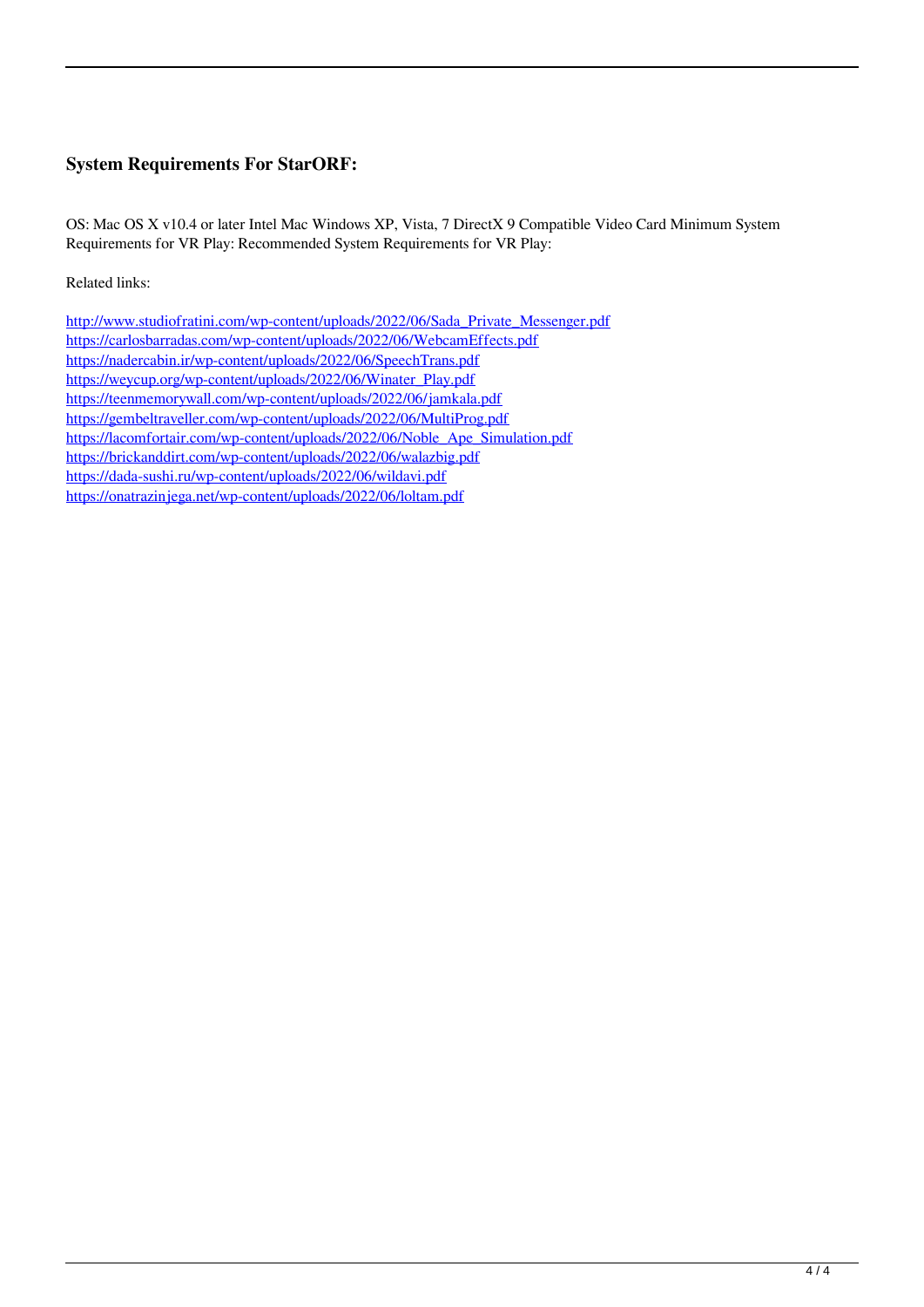### System Requirements For StarORF:

OS: Mac OS X v10.4 or later Intel Mac Windows XP, Vista, 7 DirectX 9 Compatible Video Card Minimum System Requirements for VR Play: Recommended System Requirements for VR Play:

Related links:

http://www.studiofratini.com/wp-content/uploads/2022/06/Sada_Private_Messenger.pdf
https://carlosbarradas.com/wp-content/uploads/2022/06/WebcamEffects.pdf
https://nadercabin.ir/wp-content/uploads/2022/06/SpeechTrans.pdf
https://weycup.org/wp-content/uploads/2022/06/Winater_Play.pdf
https://teenmemorywall.com/wp-content/uploads/2022/06/jamkala.pdf
https://gembeltraveller.com/wp-content/uploads/2022/06/MultiProg.pdf
https://lacomfortair.com/wp-content/uploads/2022/06/Noble_Ape_Simulation.pdf
https://brickanddirt.com/wp-content/uploads/2022/06/walazbig.pdf
https://dada-sushi.ru/wp-content/uploads/2022/06/wildavi.pdf
https://onatrazinjega.net/wp-content/uploads/2022/06/loltam.pdf